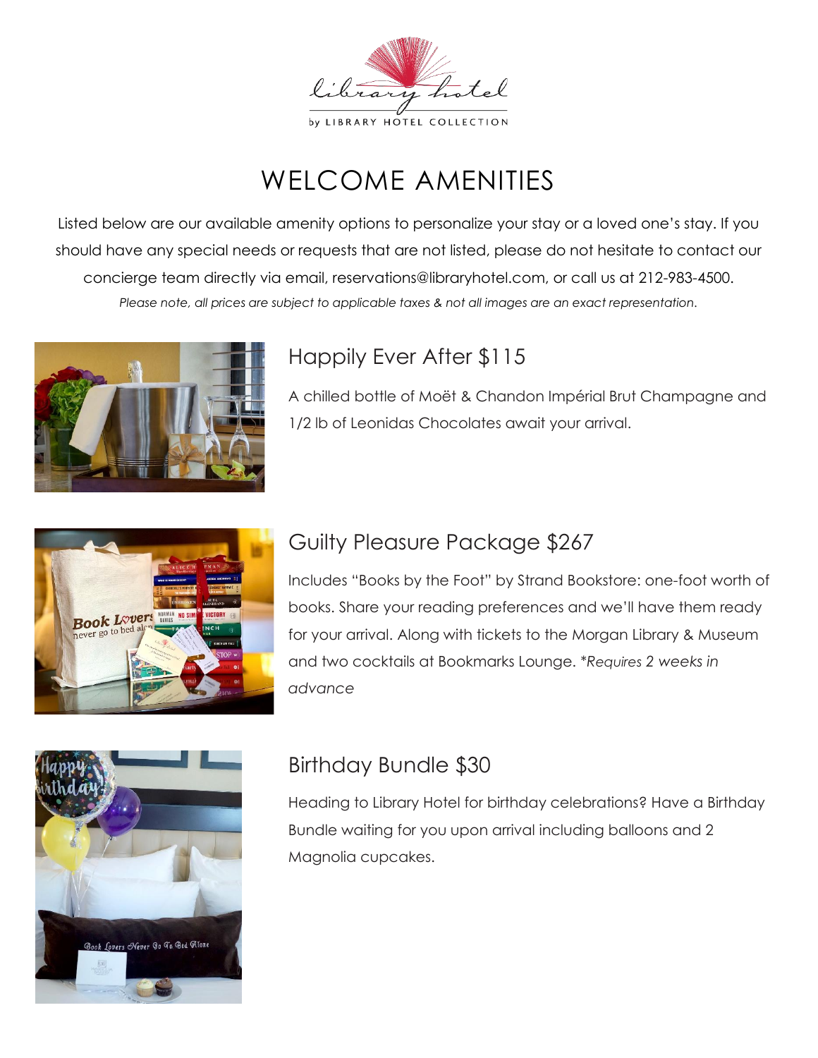library hotel

by LIBRARY HOTEL COLLECTION

# WELCOME AMENITIES

Listed below are our available amenity options to personalize your stay or a loved one's stay. If you should have any special needs or requests that are not listed, please do not hesitate to contact our concierge team directly via email, reservations@libraryhotel.com, or call us at 212-983-4500.

*Please note, all prices are subject to applicable taxes & not all images are an exact representation.*

## Happily Ever After $115

A chilled bottle of Moët & Chandon Impérial Brut Champagne and 1/2 lb of Leonidas Chocolates await your arrival.

## Guilty Pleasure Package $267

Includes "Books by the Foot" by Strand Bookstore: one-foot worth of books. Share your reading preferences and we'll have them ready for your arrival. Along with tickets to the Morgan Library & Museum and two cocktails at Bookmarks Lounge. **Requires 2 weeks in advance*

## Birthday Bundle $30

Heading to Library Hotel for birthday celebrations? Have a Birthday Bundle waiting for you upon arrival including balloons and 2 Magnolia cupcakes.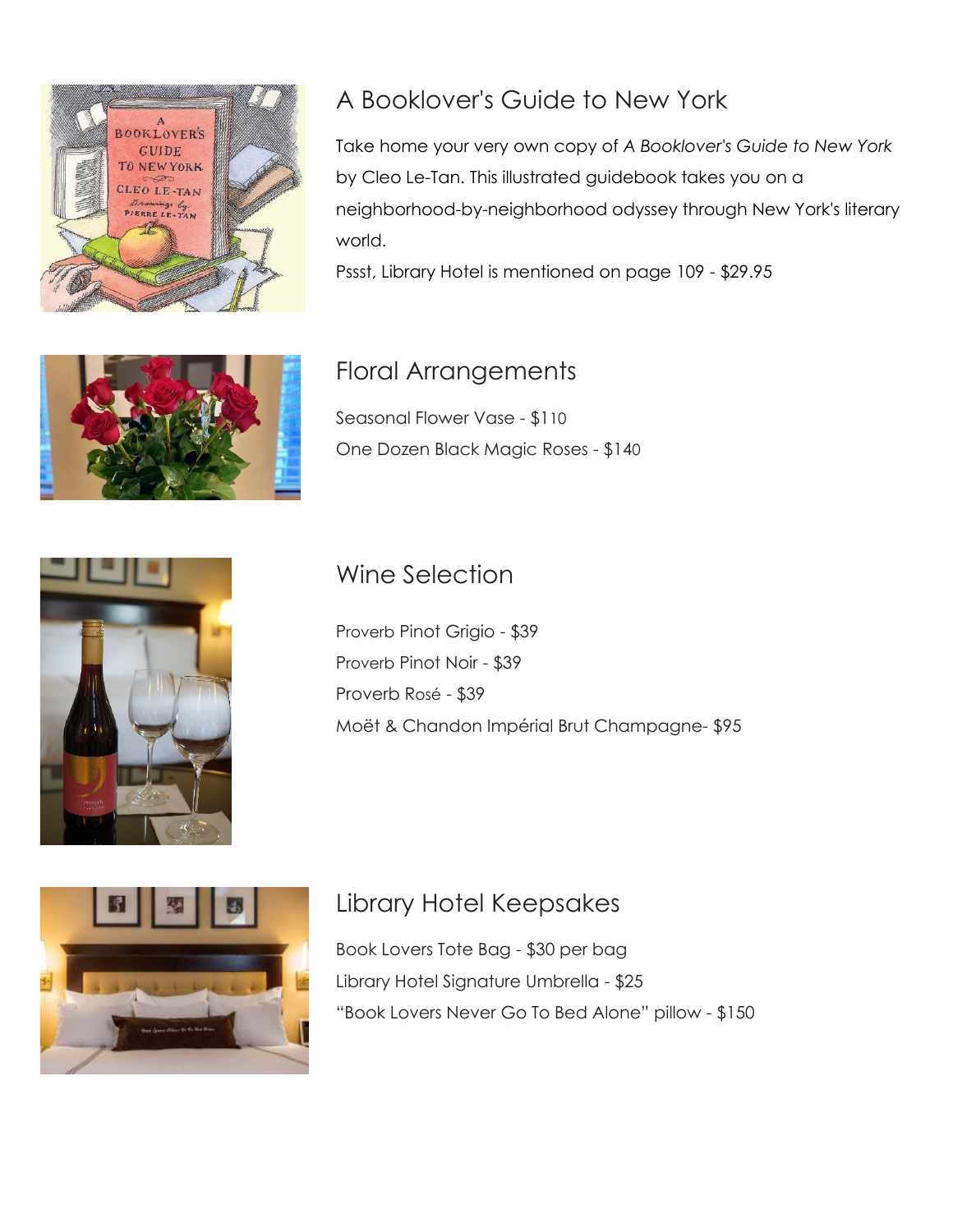## A Booklover's Guide to New York

Take home your very own copy of *A Booklover's Guide to New York* by Cleo Le-Tan. This illustrated guidebook takes you on a neighborhood-by-neighborhood odyssey through New York's literary world.

Pssst, Library Hotel is mentioned on page 109 - $29.95

## Floral Arrangements

Seasonal Flower Vase - $110

One Dozen Black Magic Roses - $140

## Wine Selection

Proverb Pinot Grigio - $39

Proverb Pinot Noir - $39

Proverb Rosé - $39

Moët & Chandon Impérial Brut Champagne- $95

## Library Hotel Keepsakes

Book Lovers Tote Bag - $30 per bag

Library Hotel Signature Umbrella - $25

"Book Lovers Never Go To Bed Alone" pillow - $150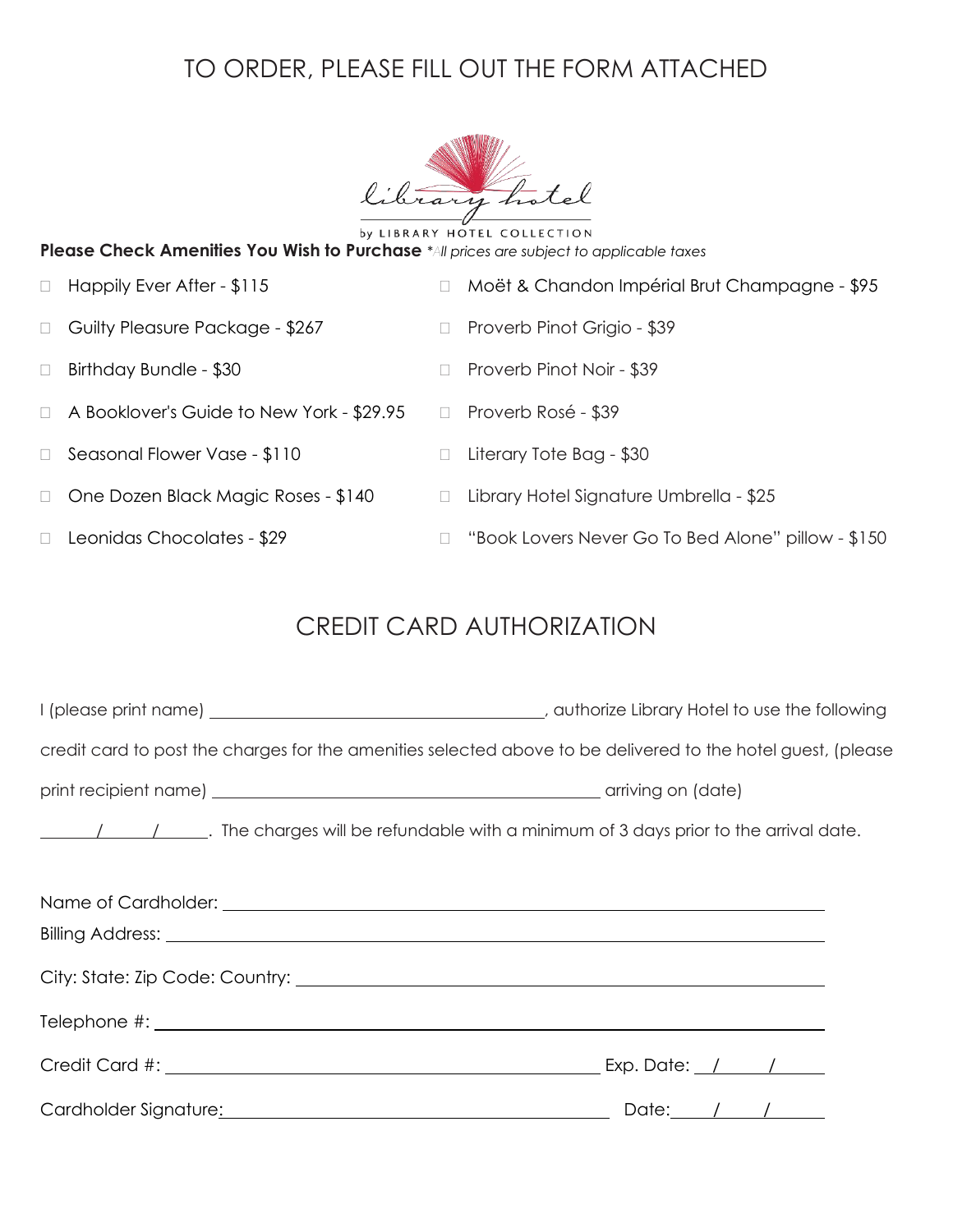# TO ORDER, PLEASE FILL OUT THE FORM ATTACHED

library hotel

by LIBRARY HOTEL COLLECTION

**Please Check Amenities You Wish to Purchase** *\*All prices are subject to applicable taxes*

- ☐ Happily Ever After - $115
- ☐ Guilty Pleasure Package - $267
- ☐ Birthday Bundle - $30
- ☐ A Booklover's Guide to New York - $29.95
- ☐ Seasonal Flower Vase - $110
- ☐ One Dozen Black Magic Roses - $140
- ☐ Leonidas Chocolates - $29
- ☐ Moët & Chandon Impérial Brut Champagne - $95
- ☐ Proverb Pinot Grigio - $39
- ☐ Proverb Pinot Noir - $39
- ☐ Proverb Rosé - $39
- ☐ Literary Tote Bag - $30
- ☐ Library Hotel Signature Umbrella - $25
- ☐ "Book Lovers Never Go To Bed Alone" pillow - $150

## CREDIT CARD AUTHORIZATION

I (please print name) ________________________________, authorize Library Hotel to use the following credit card to post the charges for the amenities selected above to be delivered to the hotel guest, (please print recipient name) ____________________________________ arriving on (date) _____/_____/_____. The charges will be refundable with a minimum of 3 days prior to the arrival date.

Name of Cardholder: ____________________________________________

Billing Address: ____________________________________________

City: State: Zip Code: Country: ____________________________________________

Telephone #: ____________________________________________

Credit Card #: ____________________________________ Exp. Date: ___/___/___

Cardholder Signature: ____________________________________ Date: ___/___/___